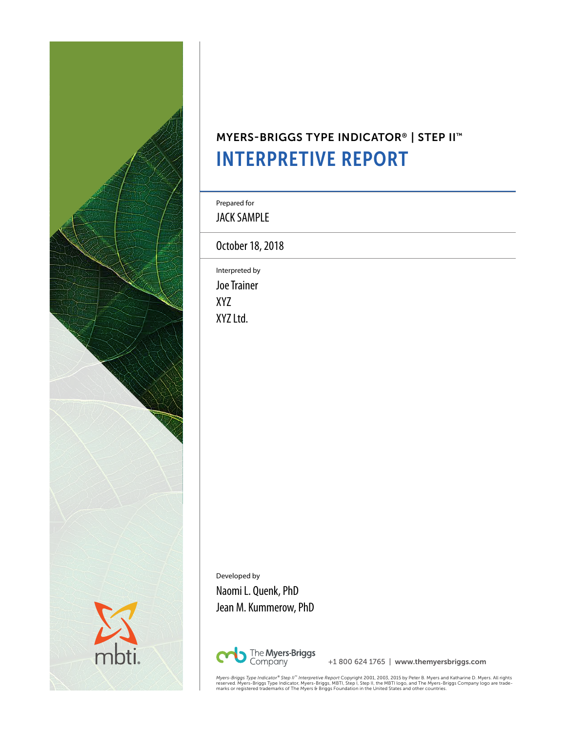MYERS-BRIGGS TYPE INDICATOR® | STEP II™

# INTERPRETIVE REPORT

Prepared for

JACK SAMPLE

October 18, 2018

Interpreted by

Joe Trainer

XYZ

XYZ Ltd.

Developed by

Naomi L. Quenk, PhD

Jean M. Kummerow, PhD

The Myers-Briggs Company    +1 800 624 1765 | www.themyersbriggs.com

*Myers-Briggs Type Indicator® Step II™ Interpretive Report* Copyright 2001, 2003, 2015 by Peter B. Myers and Katharine D. Myers. All rights reserved. Myers-Briggs Type Indicator, Myers-Briggs, MBTI, Step I, Step II, the MBTI logo, and The Myers-Briggs Company logo are trademarks or registered trademarks of The Myers & Briggs Foundation in the United States and other countries.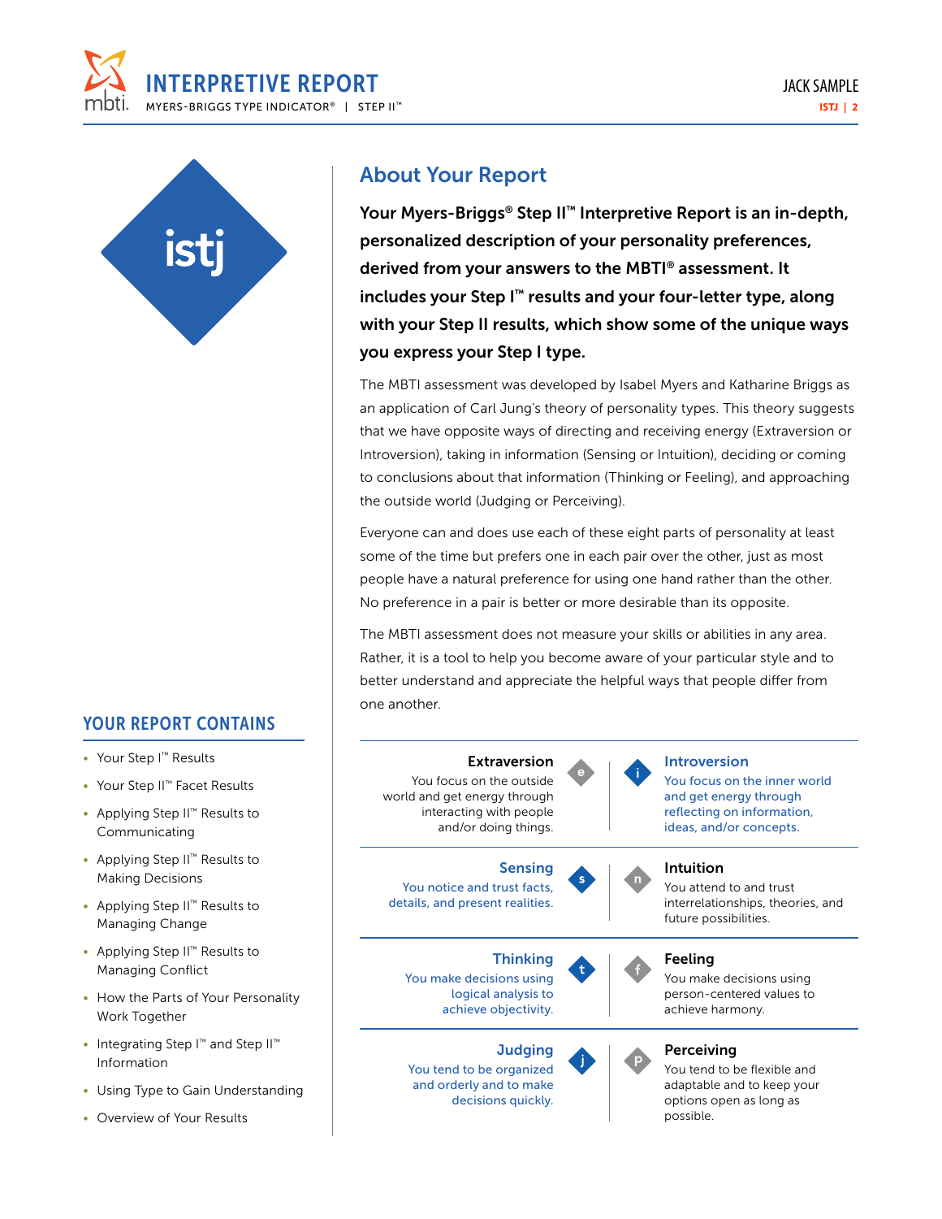istj

## About Your Report

**Your Myers-Briggs® Step II™ Interpretive Report is an in-depth, personalized description of your personality preferences, derived from your answers to the MBTI® assessment. It includes your Step I™ results and your four-letter type, along with your Step II results, which show some of the unique ways you express your Step I type.**

The MBTI assessment was developed by Isabel Myers and Katharine Briggs as an application of Carl Jung's theory of personality types. This theory suggests that we have opposite ways of directing and receiving energy (Extraversion or Introversion), taking in information (Sensing or Intuition), deciding or coming to conclusions about that information (Thinking or Feeling), and approaching the outside world (Judging or Perceiving).

Everyone can and does use each of these eight parts of personality at least some of the time but prefers one in each pair over the other, just as most people have a natural preference for using one hand rather than the other. No preference in a pair is better or more desirable than its opposite.

The MBTI assessment does not measure your skills or abilities in any area. Rather, it is a tool to help you become aware of your particular style and to better understand and appreciate the helpful ways that people differ from one another.

| | | | |
|---|---|---|---|
| **Extraversion** You focus on the outside world and get energy through interacting with people and/or doing things. | e | i | **Introversion** You focus on the inner world and get energy through reflecting on information, ideas, and/or concepts. |
| **Sensing** You notice and trust facts, details, and present realities. | s | n | **Intuition** You attend to and trust interrelationships, theories, and future possibilities. |
| **Thinking** You make decisions using logical analysis to achieve objectivity. | t | f | **Feeling** You make decisions using person-centered values to achieve harmony. |
| **Judging** You tend to be organized and orderly and to make decisions quickly. | j | p | **Perceiving** You tend to be flexible and adaptable and to keep your options open as long as possible. |

## YOUR REPORT CONTAINS

- Your Step I™ Results
- Your Step II™ Facet Results
- Applying Step II™ Results to Communicating
- Applying Step II™ Results to Making Decisions
- Applying Step II™ Results to Managing Change
- Applying Step II™ Results to Managing Conflict
- How the Parts of Your Personality Work Together
- Integrating Step I™ and Step II™ Information
- Using Type to Gain Understanding
- Overview of Your Results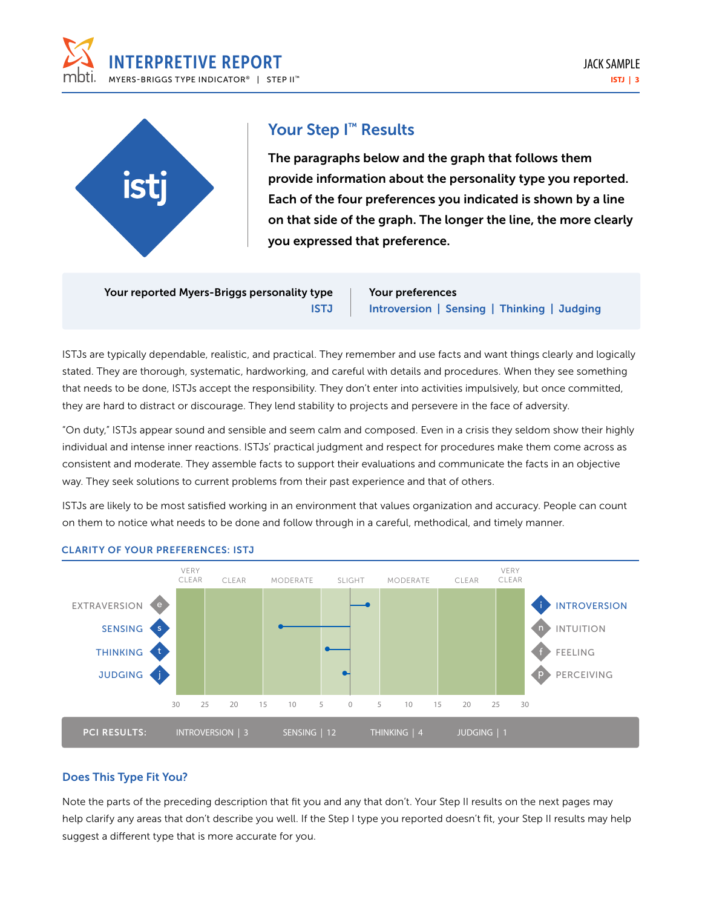# INTERPRETIVE REPORT

MYERS-BRIGGS TYPE INDICATOR® | STEP II™

istj

## Your Step I™ Results

**The paragraphs below and the graph that follows them provide information about the personality type you reported. Each of the four preferences you indicated is shown by a line on that side of the graph. The longer the line, the more clearly you expressed that preference.**

| Your reported Myers-Briggs personality type | Your preferences |
|---|---|
| ISTJ | Introversion \| Sensing \| Thinking \| Judging |

ISTJs are typically dependable, realistic, and practical. They remember and use facts and want things clearly and logically stated. They are thorough, systematic, hardworking, and careful with details and procedures. When they see something that needs to be done, ISTJs accept the responsibility. They don't enter into activities impulsively, but once committed, they are hard to distract or discourage. They lend stability to projects and persevere in the face of adversity.

"On duty," ISTJs appear sound and sensible and seem calm and composed. Even in a crisis they seldom show their highly individual and intense inner reactions. ISTJs' practical judgment and respect for procedures make them come across as consistent and moderate. They assemble facts to support their evaluations and communicate the facts in an objective way. They seek solutions to current problems from their past experience and that of others.

ISTJs are likely to be most satisfied working in an environment that values organization and accuracy. People can count on them to notice what needs to be done and follow through in a careful, methodical, and timely manner.

### CLARITY OF YOUR PREFERENCES: ISTJ

Scale: VERY CLEAR (30–25) | CLEAR (25–15) | MODERATE (15–5) | SLIGHT (5–0–5) | MODERATE (5–15) | CLEAR (15–25) | VERY CLEAR (25–30)

| Preference | | Opposite |
|---|---|---|
| EXTRAVERSION (e) | | **INTROVERSION (i)** |
| **SENSING (s)** | | INTUITION (n) |
| **THINKING (t)** | | FEELING (f) |
| **JUDGING (j)** | | PERCEIVING (p) |

**PCI RESULTS:** INTROVERSION | 3 SENSING | 12 THINKING | 4 JUDGING | 1

## Does This Type Fit You?

Note the parts of the preceding description that fit you and any that don't. Your Step II results on the next pages may help clarify any areas that don't describe you well. If the Step I type you reported doesn't fit, your Step II results may help suggest a different type that is more accurate for you.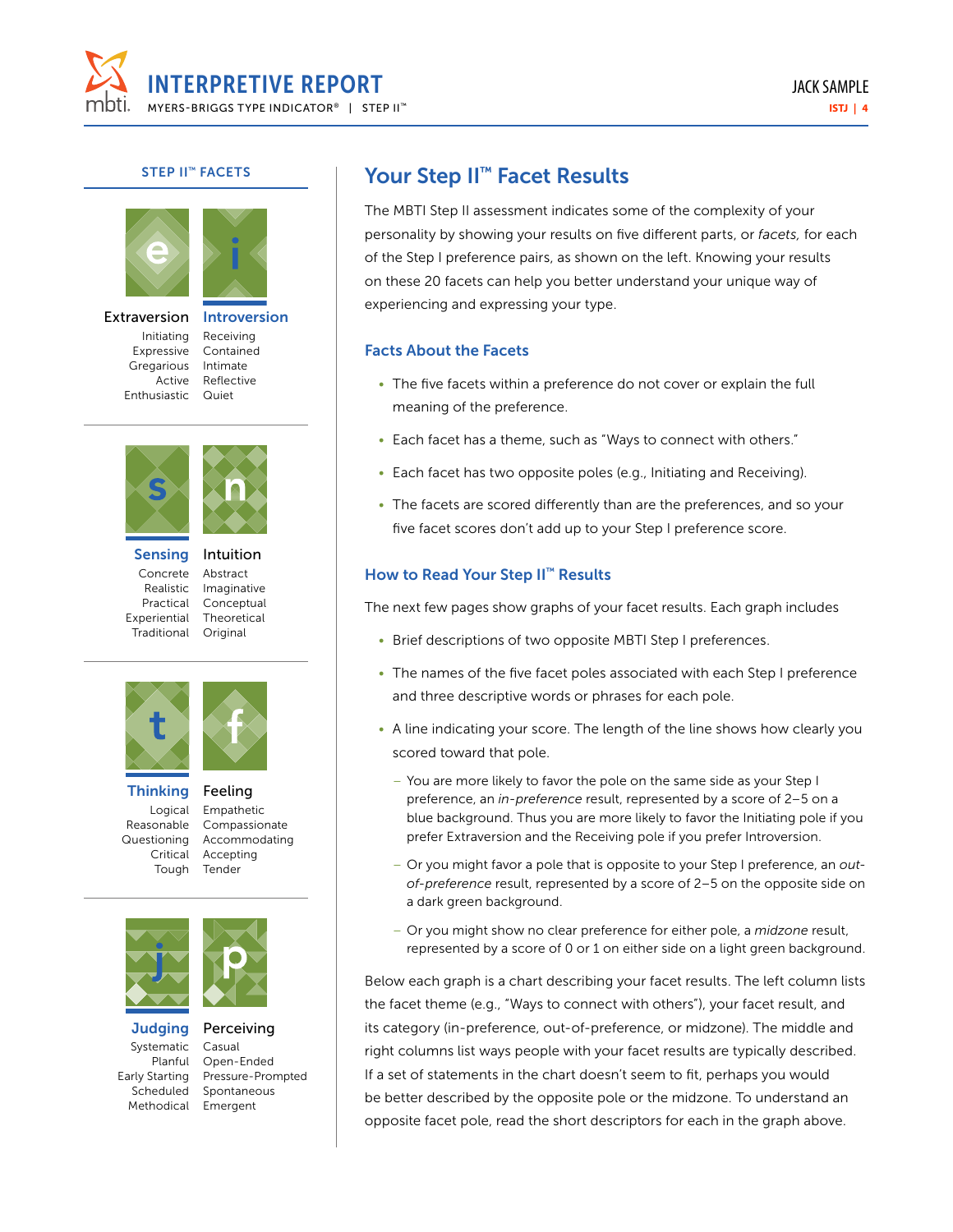## STEP II™ FACETS

| Extraversion | Introversion |
|---|---|
| Initiating | Receiving |
| Expressive | Contained |
| Gregarious | Intimate |
| Active | Reflective |
| Enthusiastic | Quiet |

| Sensing | Intuition |
|---|---|
| Concrete | Abstract |
| Realistic | Imaginative |
| Practical | Conceptual |
| Experiential | Theoretical |
| Traditional | Original |

| Thinking | Feeling |
|---|---|
| Logical | Empathetic |
| Reasonable | Compassionate |
| Questioning | Accommodating |
| Critical | Accepting |
| Tough | Tender |

| Judging | Perceiving |
|---|---|
| Systematic | Casual |
| Planful | Open-Ended |
| Early Starting | Pressure-Prompted |
| Scheduled | Spontaneous |
| Methodical | Emergent |

# Your Step II™ Facet Results

The MBTI Step II assessment indicates some of the complexity of your personality by showing your results on five different parts, or *facets,* for each of the Step I preference pairs, as shown on the left. Knowing your results on these 20 facets can help you better understand your unique way of experiencing and expressing your type.

### Facts About the Facets

- The five facets within a preference do not cover or explain the full meaning of the preference.
- Each facet has a theme, such as "Ways to connect with others."
- Each facet has two opposite poles (e.g., Initiating and Receiving).
- The facets are scored differently than are the preferences, and so your five facet scores don't add up to your Step I preference score.

### How to Read Your Step II™ Results

The next few pages show graphs of your facet results. Each graph includes

- Brief descriptions of two opposite MBTI Step I preferences.
- The names of the five facet poles associated with each Step I preference and three descriptive words or phrases for each pole.
- A line indicating your score. The length of the line shows how clearly you scored toward that pole.
  - You are more likely to favor the pole on the same side as your Step I preference, an *in-preference* result, represented by a score of 2–5 on a blue background. Thus you are more likely to favor the Initiating pole if you prefer Extraversion and the Receiving pole if you prefer Introversion.
  - Or you might favor a pole that is opposite to your Step I preference, an *out-of-preference* result, represented by a score of 2–5 on the opposite side on a dark green background.
  - Or you might show no clear preference for either pole, a *midzone* result, represented by a score of 0 or 1 on either side on a light green background.

Below each graph is a chart describing your facet results. The left column lists the facet theme (e.g., "Ways to connect with others"), your facet result, and its category (in-preference, out-of-preference, or midzone). The middle and right columns list ways people with your facet results are typically described. If a set of statements in the chart doesn't seem to fit, perhaps you would be better described by the opposite pole or the midzone. To understand an opposite facet pole, read the short descriptors for each in the graph above.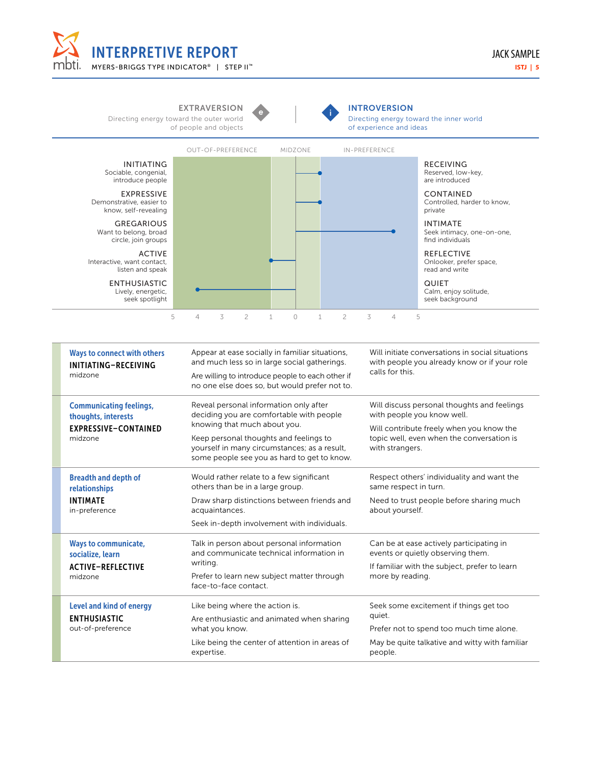## EXTRAVERSION

Directing energy toward the outer world of people and objects

## INTROVERSION

Directing energy toward the inner world of experience and ideas

| | OUT-OF-PREFERENCE | MIDZONE | IN-PREFERENCE | |
|---|---|---|---|---|
| **INITIATING** Sociable, congenial, introduce people | | | | **RECEIVING** Reserved, low-key, are introduced |
| **EXPRESSIVE** Demonstrative, easier to know, self-revealing | | | | **CONTAINED** Controlled, harder to know, private |
| **GREGARIOUS** Want to belong, broad circle, join groups | | | | **INTIMATE** Seek intimacy, one-on-one, find individuals |
| **ACTIVE** Interactive, want contact, listen and speak | | | | **REFLECTIVE** Onlooker, prefer space, read and write |
| **ENTHUSIASTIC** Lively, energetic, seek spotlight | | | | **QUIET** Calm, enjoy solitude, seek background |

5 4 3 2 1 0 1 2 3 4 5

| Facet | | |
|---|---|---|
| **Ways to connect with others**<br>**INITIATING–RECEIVING**<br>midzone | Appear at ease socially in familiar situations, and much less so in large social gatherings.<br>Are willing to introduce people to each other if no one else does so, but would prefer not to. | Will initiate conversations in social situations with people you already know or if your role calls for this. |
| **Communicating feelings, thoughts, interests**<br>**EXPRESSIVE–CONTAINED**<br>midzone | Reveal personal information only after deciding you are comfortable with people knowing that much about you.<br>Keep personal thoughts and feelings to yourself in many circumstances; as a result, some people see you as hard to get to know. | Will discuss personal thoughts and feelings with people you know well.<br>Will contribute freely when you know the topic well, even when the conversation is with strangers. |
| **Breadth and depth of relationships**<br>**INTIMATE**<br>in-preference | Would rather relate to a few significant others than be in a large group.<br>Draw sharp distinctions between friends and acquaintances.<br>Seek in-depth involvement with individuals. | Respect others' individuality and want the same respect in turn.<br>Need to trust people before sharing much about yourself. |
| **Ways to communicate, socialize, learn**<br>**ACTIVE–REFLECTIVE**<br>midzone | Talk in person about personal information and communicate technical information in writing.<br>Prefer to learn new subject matter through face-to-face contact. | Can be at ease actively participating in events or quietly observing them.<br>If familiar with the subject, prefer to learn more by reading. |
| **Level and kind of energy**<br>**ENTHUSIASTIC**<br>out-of-preference | Like being where the action is.<br>Are enthusiastic and animated when sharing what you know.<br>Like being the center of attention in areas of expertise. | Seek some excitement if things get too quiet.<br>Prefer not to spend too much time alone.<br>May be quite talkative and witty with familiar people. |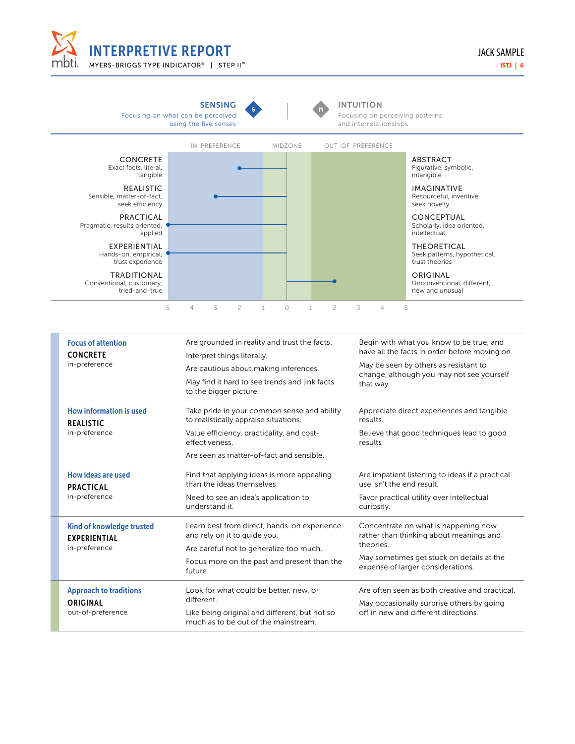# INTERPRETIVE REPORT

MYERS-BRIGGS TYPE INDICATOR® | STEP II™

JACK SAMPLE
ISTJ | 6

## SENSING (s) | INTUITION (n)

**SENSING** — Focusing on what can be perceived using the five senses

**INTUITION** — Focusing on perceiving patterns and interrelationships

| Sensing facet | Score | Zone | Intuition facet |
|---|---|---|---|
| CONCRETE — Exact facts, literal, tangible | 2 (Sensing side) | In-preference | ABSTRACT — Figurative, symbolic, intangible |
| REALISTIC — Sensible, matter-of-fact, seek efficiency | 3 (Sensing side) | In-preference | IMAGINATIVE — Resourceful, inventive, seek novelty |
| PRACTICAL — Pragmatic, results oriented, applied | 5 (Sensing side) | In-preference | CONCEPTUAL — Scholarly, idea oriented, intellectual |
| EXPERIENTIAL — Hands-on, empirical, trust experience | 5 (Sensing side) | In-preference | THEORETICAL — Seek patterns, hypothetical, trust theories |
| TRADITIONAL — Conventional, customary, tried-and-true | 2 (Intuition side) | Out-of-preference | ORIGINAL — Unconventional, different, new and unusual |

Scale: 5 4 3 2 1 0 1 2 3 4 5 (IN-PREFERENCE | MIDZONE | OUT-OF-PREFERENCE)

| Facet | | |
|---|---|---|
| **Focus of attention**<br>**CONCRETE**<br>in-preference | Are grounded in reality and trust the facts.<br>Interpret things literally.<br>Are cautious about making inferences.<br>May find it hard to see trends and link facts to the bigger picture. | Begin with what you know to be true, and have all the facts in order before moving on.<br>May be seen by others as resistant to change, although you may not see yourself that way. |
| **How information is used**<br>**REALISTIC**<br>in-preference | Take pride in your common sense and ability to realistically appraise situations.<br>Value efficiency, practicality, and cost-effectiveness.<br>Are seen as matter-of-fact and sensible. | Appreciate direct experiences and tangible results.<br>Believe that good techniques lead to good results. |
| **How ideas are used**<br>**PRACTICAL**<br>in-preference | Find that applying ideas is more appealing than the ideas themselves.<br>Need to see an idea's application to understand it. | Are impatient listening to ideas if a practical use isn't the end result.<br>Favor practical utility over intellectual curiosity. |
| **Kind of knowledge trusted**<br>**EXPERIENTIAL**<br>in-preference | Learn best from direct, hands-on experience and rely on it to guide you.<br>Are careful not to generalize too much.<br>Focus more on the past and present than the future. | Concentrate on what is happening now rather than thinking about meanings and theories.<br>May sometimes get stuck on details at the expense of larger considerations. |
| **Approach to traditions**<br>**ORIGINAL**<br>out-of-preference | Look for what could be better, new, or different.<br>Like being original and different, but not so much as to be out of the mainstream. | Are often seen as both creative and practical.<br>May occasionally surprise others by going off in new and different directions. |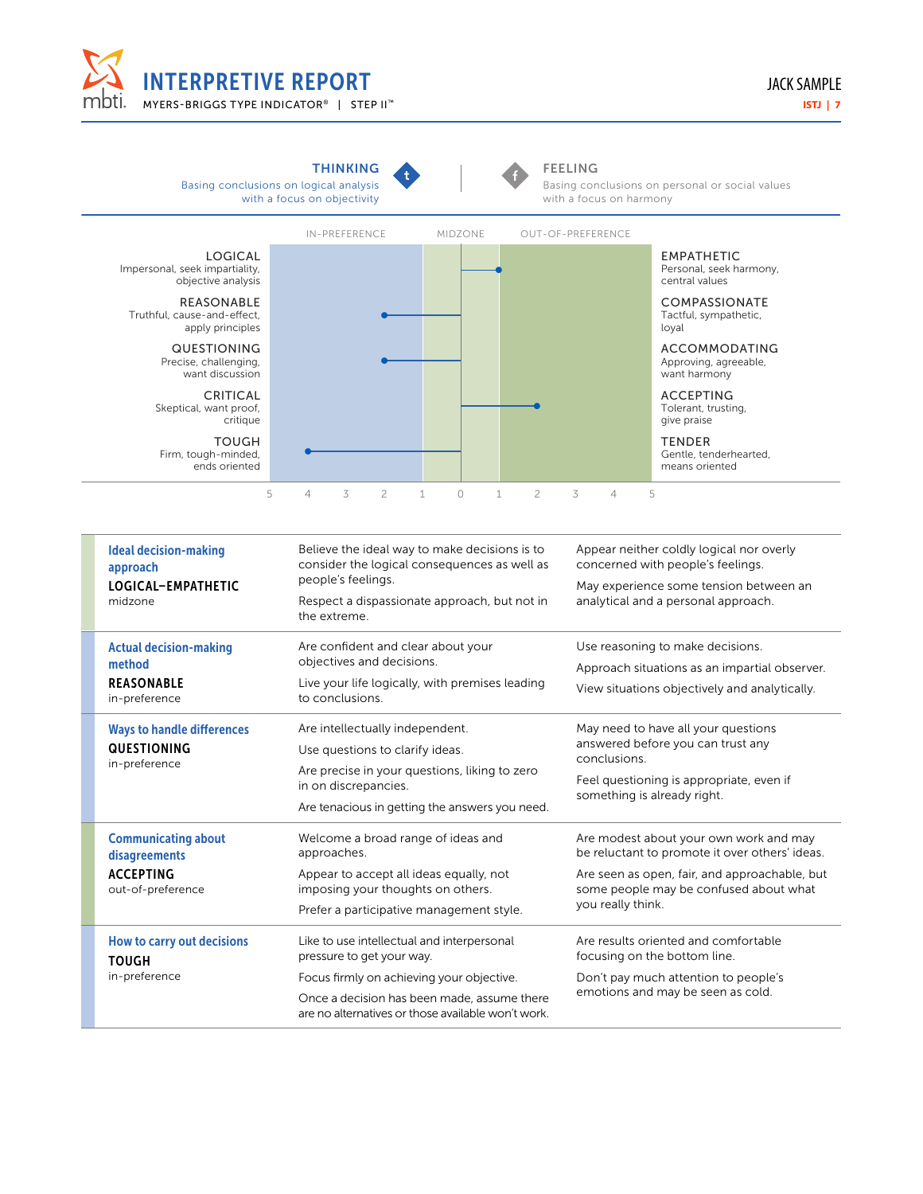# INTERPRETIVE REPORT

MYERS-BRIGGS TYPE INDICATOR® | STEP II™

JACK SAMPLE

ISTJ | 7

**THINKING**
Basing conclusions on logical analysis with a focus on objectivity

**FEELING**
Basing conclusions on personal or social values with a focus on harmony

| | IN-PREFERENCE | MIDZONE | OUT-OF-PREFERENCE | |
|---|---|---|---|---|
| **LOGICAL** Impersonal, seek impartiality, objective analysis | | | 1 | **EMPATHETIC** Personal, seek harmony, central values |
| **REASONABLE** Truthful, cause-and-effect, apply principles | 2 | | | **COMPASSIONATE** Tactful, sympathetic, loyal |
| **QUESTIONING** Precise, challenging, want discussion | 2 | | | **ACCOMMODATING** Approving, agreeable, want harmony |
| **CRITICAL** Skeptical, want proof, critique | | | 2 | **ACCEPTING** Tolerant, trusting, give praise |
| **TOUGH** Firm, tough-minded, ends oriented | 4 | | | **TENDER** Gentle, tenderhearted, means oriented |

Scale: 5 4 3 2 1 0 1 2 3 4 5

| | | |
|---|---|---|
| **Ideal decision-making approach**<br>**LOGICAL–EMPATHETIC**<br>midzone | Believe the ideal way to make decisions is to consider the logical consequences as well as people's feelings.<br>Respect a dispassionate approach, but not in the extreme. | Appear neither coldly logical nor overly concerned with people's feelings.<br>May experience some tension between an analytical and a personal approach. |
| **Actual decision-making method**<br>**REASONABLE**<br>in-preference | Are confident and clear about your objectives and decisions.<br>Live your life logically, with premises leading to conclusions. | Use reasoning to make decisions.<br>Approach situations as an impartial observer.<br>View situations objectively and analytically. |
| **Ways to handle differences**<br>**QUESTIONING**<br>in-preference | Are intellectually independent.<br>Use questions to clarify ideas.<br>Are precise in your questions, liking to zero in on discrepancies.<br>Are tenacious in getting the answers you need. | May need to have all your questions answered before you can trust any conclusions.<br>Feel questioning is appropriate, even if something is already right. |
| **Communicating about disagreements**<br>**ACCEPTING**<br>out-of-preference | Welcome a broad range of ideas and approaches.<br>Appear to accept all ideas equally, not imposing your thoughts on others.<br>Prefer a participative management style. | Are modest about your own work and may be reluctant to promote it over others' ideas.<br>Are seen as open, fair, and approachable, but some people may be confused about what you really think. |
| **How to carry out decisions**<br>**TOUGH**<br>in-preference | Like to use intellectual and interpersonal pressure to get your way.<br>Focus firmly on achieving your objective.<br>Once a decision has been made, assume there are no alternatives or those available won't work. | Are results oriented and comfortable focusing on the bottom line.<br>Don't pay much attention to people's emotions and may be seen as cold. |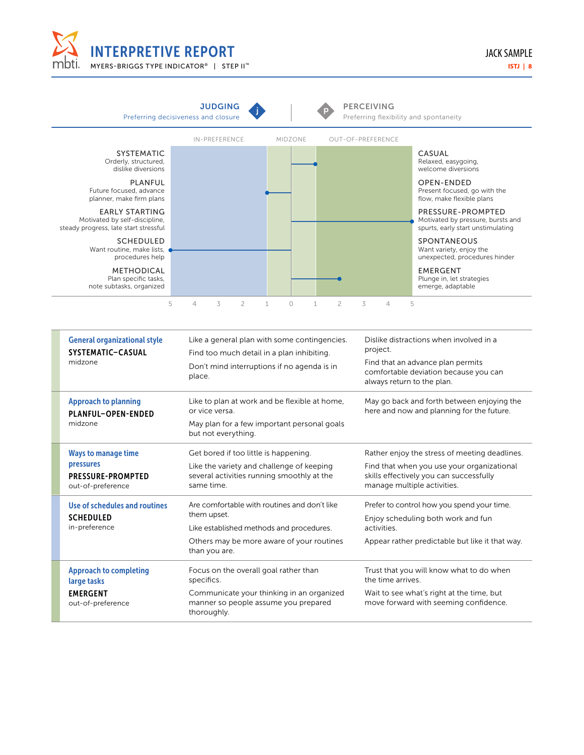## JUDGING — Preferring decisiveness and closure | PERCEIVING — Preferring flexibility and spontaneity

| | IN-PREFERENCE | MIDZONE | OUT-OF-PREFERENCE | |
|---|---|---|---|---|
| **SYSTEMATIC** Orderly, structured, dislike diversions | | | 1 | **CASUAL** Relaxed, easygoing, welcome diversions |
| **PLANFUL** Future focused, advance planner, make firm plans | | 1 | | **OPEN-ENDED** Present focused, go with the flow, make flexible plans |
| **EARLY STARTING** Motivated by self-discipline, steady progress, late start stressful | | | 5 | **PRESSURE-PROMPTED** Motivated by pressure, bursts and spurts, early start unstimulating |
| **SCHEDULED** Want routine, make lists, procedures help | 5 | | | **SPONTANEOUS** Want variety, enjoy the unexpected, procedures hinder |
| **METHODICAL** Plan specific tasks, note subtasks, organized | | | 2 | **EMERGENT** Plunge in, let strategies emerge, adaptable |

Scale: 5 4 3 2 1 0 1 2 3 4 5

| Facet | | |
|---|---|---|
| **General organizational style**<br>**SYSTEMATIC–CASUAL**<br>midzone | Like a general plan with some contingencies.<br>Find too much detail in a plan inhibiting.<br>Don't mind interruptions if no agenda is in place. | Dislike distractions when involved in a project.<br>Find that an advance plan permits comfortable deviation because you can always return to the plan. |
| **Approach to planning**<br>**PLANFUL–OPEN-ENDED**<br>midzone | Like to plan at work and be flexible at home, or vice versa.<br>May plan for a few important personal goals but not everything. | May go back and forth between enjoying the here and now and planning for the future. |
| **Ways to manage time pressures**<br>**PRESSURE-PROMPTED**<br>out-of-preference | Get bored if too little is happening.<br>Like the variety and challenge of keeping several activities running smoothly at the same time. | Rather enjoy the stress of meeting deadlines.<br>Find that when you use your organizational skills effectively you can successfully manage multiple activities. |
| **Use of schedules and routines**<br>**SCHEDULED**<br>in-preference | Are comfortable with routines and don't like them upset.<br>Like established methods and procedures.<br>Others may be more aware of your routines than you are. | Prefer to control how you spend your time.<br>Enjoy scheduling both work and fun activities.<br>Appear rather predictable but like it that way. |
| **Approach to completing large tasks**<br>**EMERGENT**<br>out-of-preference | Focus on the overall goal rather than specifics.<br>Communicate your thinking in an organized manner so people assume you prepared thoroughly. | Trust that you will know what to do when the time arrives.<br>Wait to see what's right at the time, but move forward with seeming confidence. |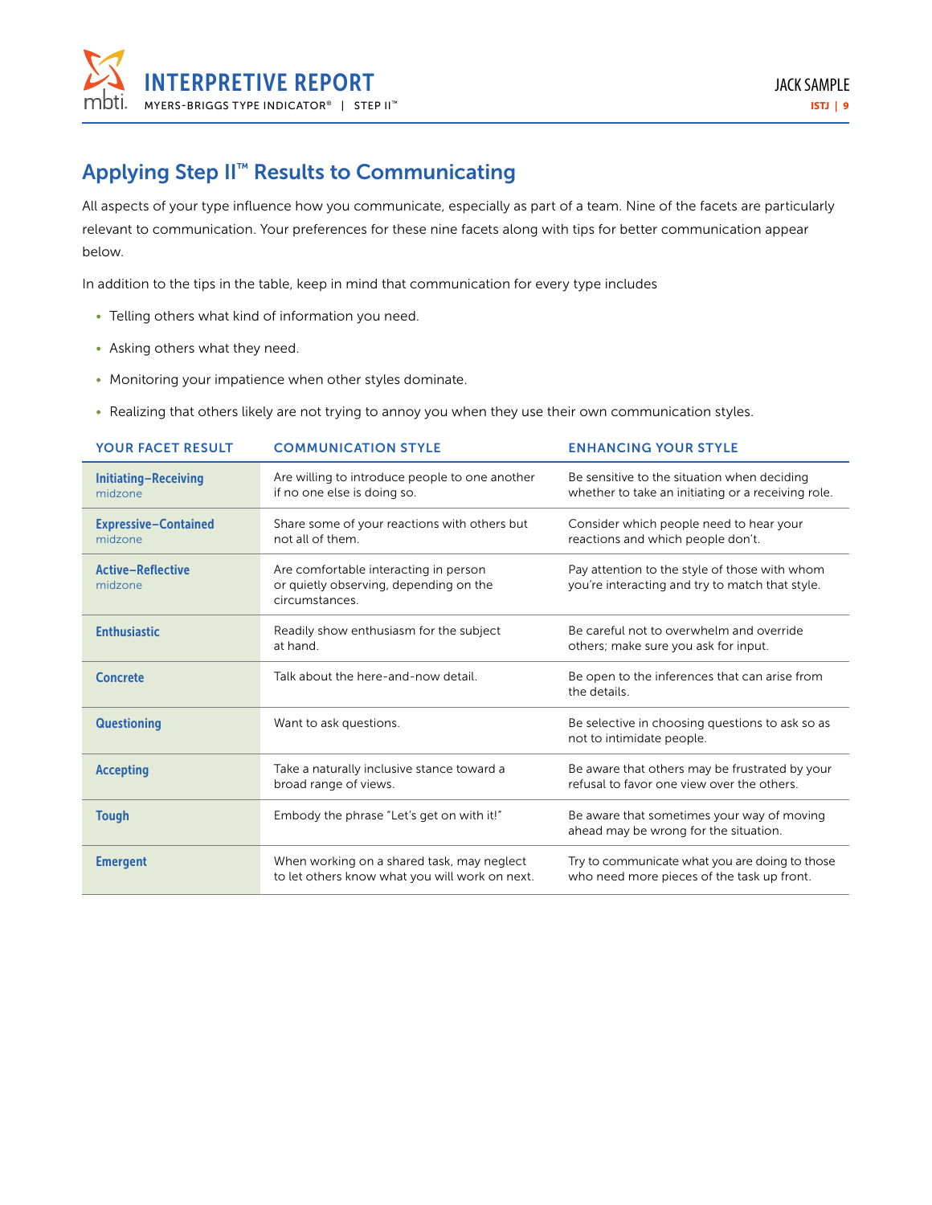## Applying Step II™ Results to Communicating

All aspects of your type influence how you communicate, especially as part of a team. Nine of the facets are particularly relevant to communication. Your preferences for these nine facets along with tips for better communication appear below.

In addition to the tips in the table, keep in mind that communication for every type includes

- Telling others what kind of information you need.
- Asking others what they need.
- Monitoring your impatience when other styles dominate.
- Realizing that others likely are not trying to annoy you when they use their own communication styles.

| YOUR FACET RESULT | COMMUNICATION STYLE | ENHANCING YOUR STYLE |
|---|---|---|
| **Initiating–Receiving** midzone | Are willing to introduce people to one another if no one else is doing so. | Be sensitive to the situation when deciding whether to take an initiating or a receiving role. |
| **Expressive–Contained** midzone | Share some of your reactions with others but not all of them. | Consider which people need to hear your reactions and which people don't. |
| **Active–Reflective** midzone | Are comfortable interacting in person or quietly observing, depending on the circumstances. | Pay attention to the style of those with whom you're interacting and try to match that style. |
| **Enthusiastic** | Readily show enthusiasm for the subject at hand. | Be careful not to overwhelm and override others; make sure you ask for input. |
| **Concrete** | Talk about the here-and-now detail. | Be open to the inferences that can arise from the details. |
| **Questioning** | Want to ask questions. | Be selective in choosing questions to ask so as not to intimidate people. |
| **Accepting** | Take a naturally inclusive stance toward a broad range of views. | Be aware that others may be frustrated by your refusal to favor one view over the others. |
| **Tough** | Embody the phrase "Let's get on with it!" | Be aware that sometimes your way of moving ahead may be wrong for the situation. |
| **Emergent** | When working on a shared task, may neglect to let others know what you will work on next. | Try to communicate what you are doing to those who need more pieces of the task up front. |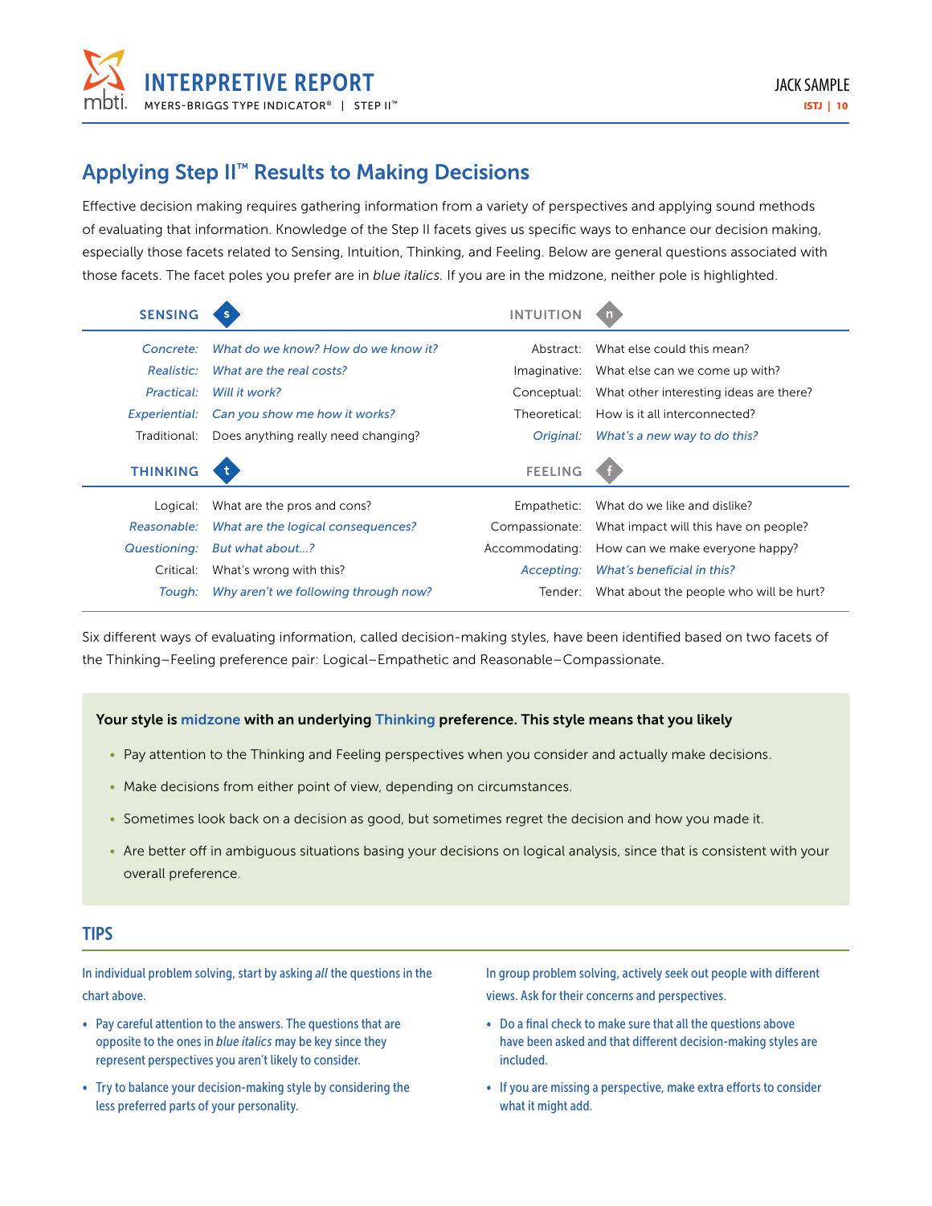## Applying Step II™ Results to Making Decisions

Effective decision making requires gathering information from a variety of perspectives and applying sound methods of evaluating that information. Knowledge of the Step II facets gives us specific ways to enhance our decision making, especially those facets related to Sensing, Intuition, Thinking, and Feeling. Below are general questions associated with those facets. The facet poles you prefer are in *blue italics.* If you are in the midzone, neither pole is highlighted.

| SENSING (s) | | INTUITION (n) | |
|---|---|---|---|
| *Concrete:* | *What do we know? How do we know it?* | Abstract: | What else could this mean? |
| *Realistic:* | *What are the real costs?* | Imaginative: | What else can we come up with? |
| *Practical:* | *Will it work?* | Conceptual: | What other interesting ideas are there? |
| *Experiential:* | *Can you show me how it works?* | Theoretical: | How is it all interconnected? |
| Traditional: | Does anything really need changing? | *Original:* | *What's a new way to do this?* |

| THINKING (t) | | FEELING (f) | |
|---|---|---|---|
| Logical: | What are the pros and cons? | Empathetic: | What do we like and dislike? |
| *Reasonable:* | *What are the logical consequences?* | Compassionate: | What impact will this have on people? |
| *Questioning:* | *But what about...?* | Accommodating: | How can we make everyone happy? |
| Critical: | What's wrong with this? | *Accepting:* | *What's beneficial in this?* |
| *Tough:* | *Why aren't we following through now?* | Tender: | What about the people who will be hurt? |

Six different ways of evaluating information, called decision-making styles, have been identified based on two facets of the Thinking–Feeling preference pair: Logical–Empathetic and Reasonable–Compassionate.

**Your style is midzone with an underlying Thinking preference. This style means that you likely**

- Pay attention to the Thinking and Feeling perspectives when you consider and actually make decisions.
- Make decisions from either point of view, depending on circumstances.
- Sometimes look back on a decision as good, but sometimes regret the decision and how you made it.
- Are better off in ambiguous situations basing your decisions on logical analysis, since that is consistent with your overall preference.

### TIPS

In individual problem solving, start by asking *all* the questions in the chart above.

- Pay careful attention to the answers. The questions that are opposite to the ones in *blue italics* may be key since they represent perspectives you aren't likely to consider.
- Try to balance your decision-making style by considering the less preferred parts of your personality.

In group problem solving, actively seek out people with different views. Ask for their concerns and perspectives.

- Do a final check to make sure that all the questions above have been asked and that different decision-making styles are included.
- If you are missing a perspective, make extra efforts to consider what it might add.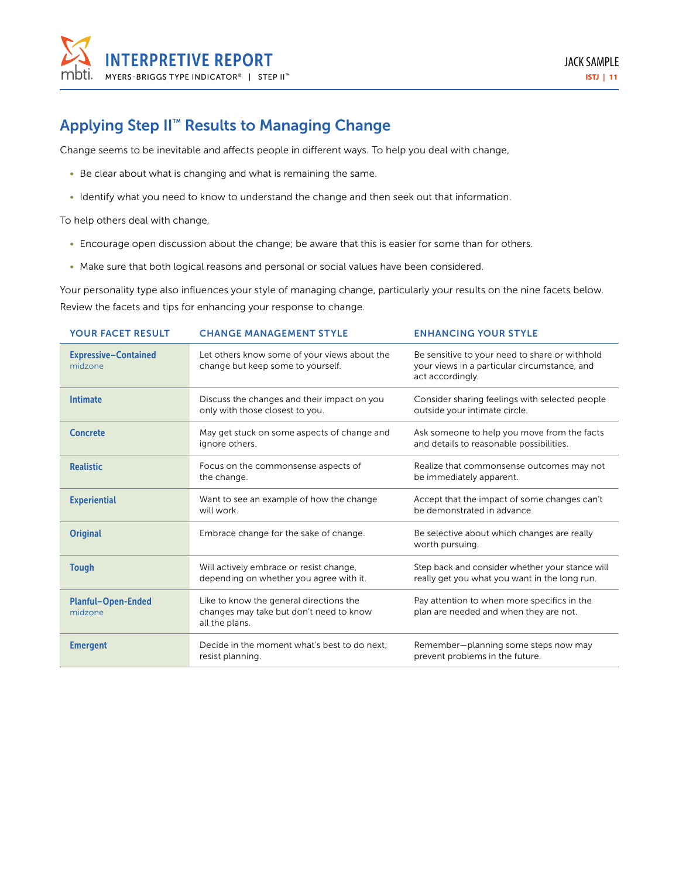## Applying Step II™ Results to Managing Change

Change seems to be inevitable and affects people in different ways. To help you deal with change,

- Be clear about what is changing and what is remaining the same.
- Identify what you need to know to understand the change and then seek out that information.

To help others deal with change,

- Encourage open discussion about the change; be aware that this is easier for some than for others.
- Make sure that both logical reasons and personal or social values have been considered.

Your personality type also influences your style of managing change, particularly your results on the nine facets below. Review the facets and tips for enhancing your response to change.

| YOUR FACET RESULT | CHANGE MANAGEMENT STYLE | ENHANCING YOUR STYLE |
|---|---|---|
| **Expressive–Contained** midzone | Let others know some of your views about the change but keep some to yourself. | Be sensitive to your need to share or withhold your views in a particular circumstance, and act accordingly. |
| **Intimate** | Discuss the changes and their impact on you only with those closest to you. | Consider sharing feelings with selected people outside your intimate circle. |
| **Concrete** | May get stuck on some aspects of change and ignore others. | Ask someone to help you move from the facts and details to reasonable possibilities. |
| **Realistic** | Focus on the commonsense aspects of the change. | Realize that commonsense outcomes may not be immediately apparent. |
| **Experiential** | Want to see an example of how the change will work. | Accept that the impact of some changes can't be demonstrated in advance. |
| **Original** | Embrace change for the sake of change. | Be selective about which changes are really worth pursuing. |
| **Tough** | Will actively embrace or resist change, depending on whether you agree with it. | Step back and consider whether your stance will really get you what you want in the long run. |
| **Planful–Open-Ended** midzone | Like to know the general directions the changes may take but don't need to know all the plans. | Pay attention to when more specifics in the plan are needed and when they are not. |
| **Emergent** | Decide in the moment what's best to do next; resist planning. | Remember—planning some steps now may prevent problems in the future. |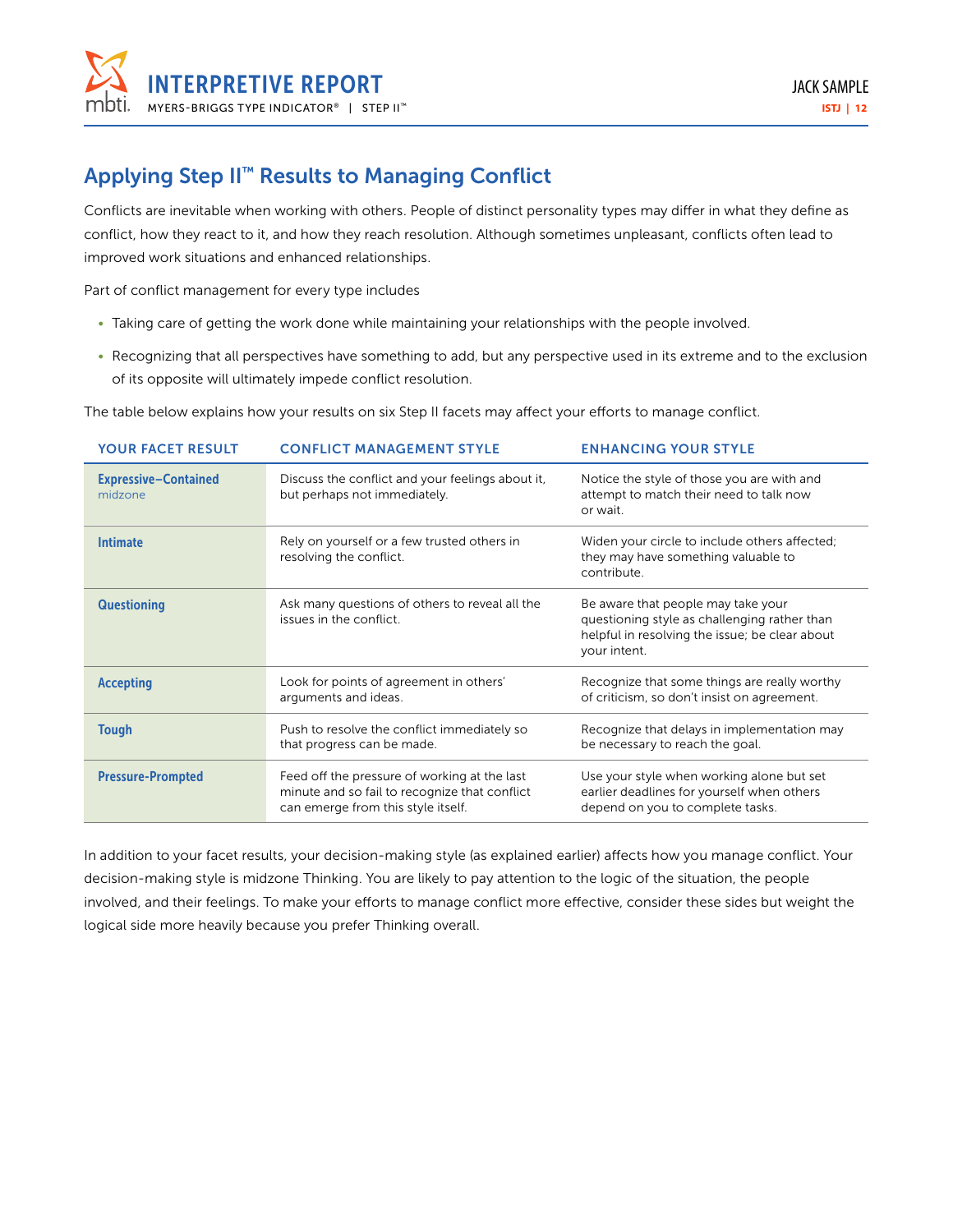## Applying Step II™ Results to Managing Conflict

Conflicts are inevitable when working with others. People of distinct personality types may differ in what they define as conflict, how they react to it, and how they reach resolution. Although sometimes unpleasant, conflicts often lead to improved work situations and enhanced relationships.

Part of conflict management for every type includes

- Taking care of getting the work done while maintaining your relationships with the people involved.
- Recognizing that all perspectives have something to add, but any perspective used in its extreme and to the exclusion of its opposite will ultimately impede conflict resolution.

The table below explains how your results on six Step II facets may affect your efforts to manage conflict.

| YOUR FACET RESULT | CONFLICT MANAGEMENT STYLE | ENHANCING YOUR STYLE |
|---|---|---|
| **Expressive–Contained** midzone | Discuss the conflict and your feelings about it, but perhaps not immediately. | Notice the style of those you are with and attempt to match their need to talk now or wait. |
| **Intimate** | Rely on yourself or a few trusted others in resolving the conflict. | Widen your circle to include others affected; they may have something valuable to contribute. |
| **Questioning** | Ask many questions of others to reveal all the issues in the conflict. | Be aware that people may take your questioning style as challenging rather than helpful in resolving the issue; be clear about your intent. |
| **Accepting** | Look for points of agreement in others' arguments and ideas. | Recognize that some things are really worthy of criticism, so don't insist on agreement. |
| **Tough** | Push to resolve the conflict immediately so that progress can be made. | Recognize that delays in implementation may be necessary to reach the goal. |
| **Pressure-Prompted** | Feed off the pressure of working at the last minute and so fail to recognize that conflict can emerge from this style itself. | Use your style when working alone but set earlier deadlines for yourself when others depend on you to complete tasks. |

In addition to your facet results, your decision-making style (as explained earlier) affects how you manage conflict. Your decision-making style is midzone Thinking. You are likely to pay attention to the logic of the situation, the people involved, and their feelings. To make your efforts to manage conflict more effective, consider these sides but weight the logical side more heavily because you prefer Thinking overall.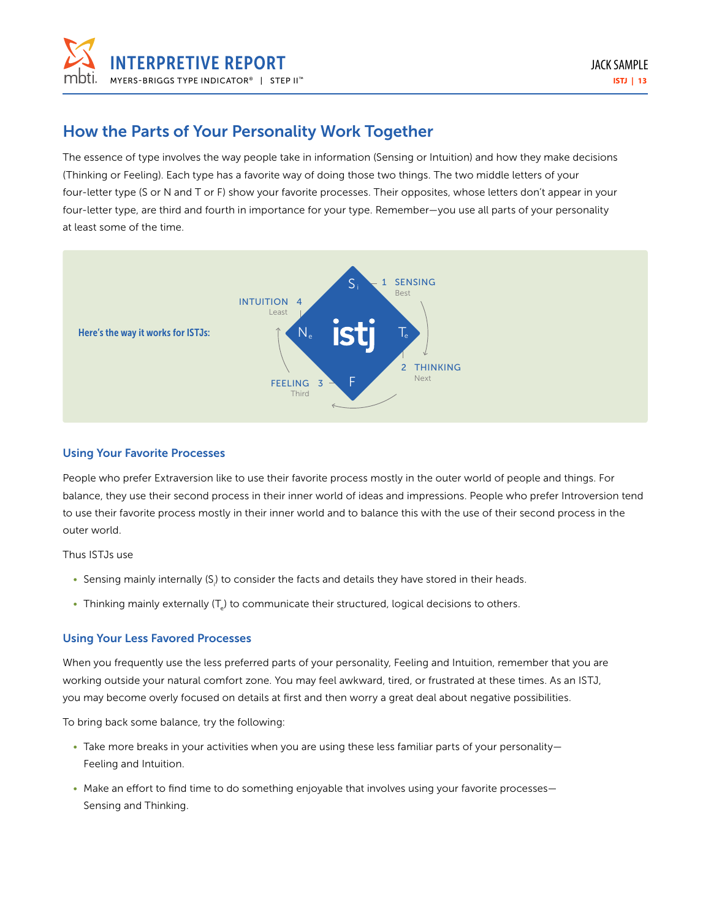## How the Parts of Your Personality Work Together

The essence of type involves the way people take in information (Sensing or Intuition) and how they make decisions (Thinking or Feeling). Each type has a favorite way of doing those two things. The two middle letters of your four-letter type (S or N and T or F) show your favorite processes. Their opposites, whose letters don't appear in your four-letter type, are third and fourth in importance for your type. Remember—you use all parts of your personality at least some of the time.

**Here's the way it works for ISTJs:**

istj

- $S_i$ — 1 SENSING (Best)
- $T_e$ — 2 THINKING (Next)
- F — FEELING 3 (Third)
- $N_e$ — INTUITION 4 (Least)

### Using Your Favorite Processes

People who prefer Extraversion like to use their favorite process mostly in the outer world of people and things. For balance, they use their second process in their inner world of ideas and impressions. People who prefer Introversion tend to use their favorite process mostly in their inner world and to balance this with the use of their second process in the outer world.

Thus ISTJs use

- Sensing mainly internally ($S_i$) to consider the facts and details they have stored in their heads.
- Thinking mainly externally ($T_e$) to communicate their structured, logical decisions to others.

### Using Your Less Favored Processes

When you frequently use the less preferred parts of your personality, Feeling and Intuition, remember that you are working outside your natural comfort zone. You may feel awkward, tired, or frustrated at these times. As an ISTJ, you may become overly focused on details at first and then worry a great deal about negative possibilities.

To bring back some balance, try the following:

- Take more breaks in your activities when you are using these less familiar parts of your personality—Feeling and Intuition.
- Make an effort to find time to do something enjoyable that involves using your favorite processes—Sensing and Thinking.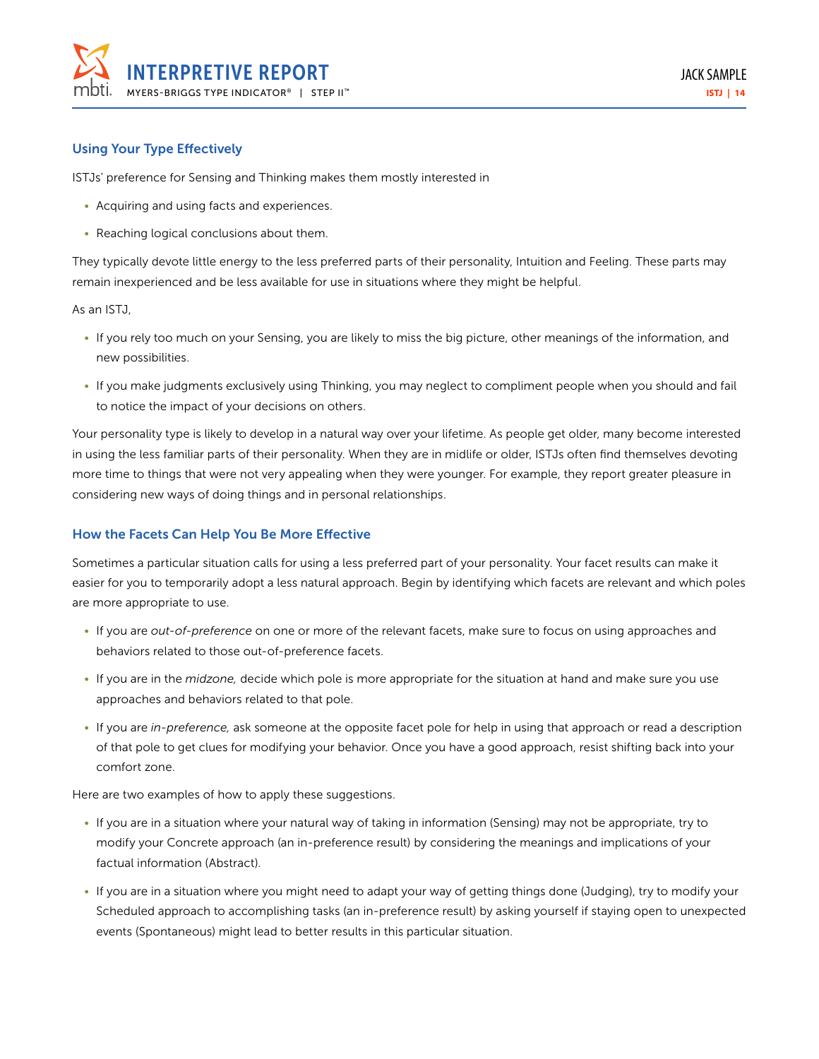## Using Your Type Effectively

ISTJs' preference for Sensing and Thinking makes them mostly interested in

- Acquiring and using facts and experiences.
- Reaching logical conclusions about them.

They typically devote little energy to the less preferred parts of their personality, Intuition and Feeling. These parts may remain inexperienced and be less available for use in situations where they might be helpful.

As an ISTJ,

- If you rely too much on your Sensing, you are likely to miss the big picture, other meanings of the information, and new possibilities.
- If you make judgments exclusively using Thinking, you may neglect to compliment people when you should and fail to notice the impact of your decisions on others.

Your personality type is likely to develop in a natural way over your lifetime. As people get older, many become interested in using the less familiar parts of their personality. When they are in midlife or older, ISTJs often find themselves devoting more time to things that were not very appealing when they were younger. For example, they report greater pleasure in considering new ways of doing things and in personal relationships.

## How the Facets Can Help You Be More Effective

Sometimes a particular situation calls for using a less preferred part of your personality. Your facet results can make it easier for you to temporarily adopt a less natural approach. Begin by identifying which facets are relevant and which poles are more appropriate to use.

- If you are *out-of-preference* on one or more of the relevant facets, make sure to focus on using approaches and behaviors related to those out-of-preference facets.
- If you are in the *midzone,* decide which pole is more appropriate for the situation at hand and make sure you use approaches and behaviors related to that pole.
- If you are *in-preference,* ask someone at the opposite facet pole for help in using that approach or read a description of that pole to get clues for modifying your behavior. Once you have a good approach, resist shifting back into your comfort zone.

Here are two examples of how to apply these suggestions.

- If you are in a situation where your natural way of taking in information (Sensing) may not be appropriate, try to modify your Concrete approach (an in-preference result) by considering the meanings and implications of your factual information (Abstract).
- If you are in a situation where you might need to adapt your way of getting things done (Judging), try to modify your Scheduled approach to accomplishing tasks (an in-preference result) by asking yourself if staying open to unexpected events (Spontaneous) might lead to better results in this particular situation.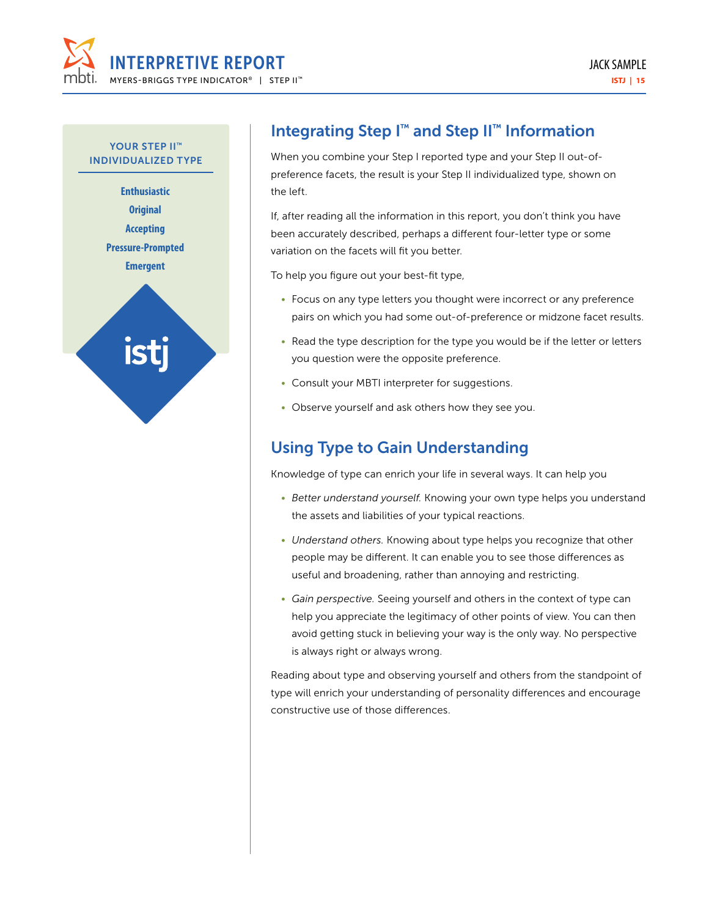**YOUR STEP II™ INDIVIDUALIZED TYPE**

**Enthusiastic**
**Original**
**Accepting**
**Pressure-Prompted**
**Emergent**

istj

## Integrating Step I™ and Step II™ Information

When you combine your Step I reported type and your Step II out-of-preference facets, the result is your Step II individualized type, shown on the left.

If, after reading all the information in this report, you don't think you have been accurately described, perhaps a different four-letter type or some variation on the facets will fit you better.

To help you figure out your best-fit type,

- Focus on any type letters you thought were incorrect or any preference pairs on which you had some out-of-preference or midzone facet results.
- Read the type description for the type you would be if the letter or letters you question were the opposite preference.
- Consult your MBTI interpreter for suggestions.
- Observe yourself and ask others how they see you.

## Using Type to Gain Understanding

Knowledge of type can enrich your life in several ways. It can help you

- *Better understand yourself.* Knowing your own type helps you understand the assets and liabilities of your typical reactions.
- *Understand others.* Knowing about type helps you recognize that other people may be different. It can enable you to see those differences as useful and broadening, rather than annoying and restricting.
- *Gain perspective.* Seeing yourself and others in the context of type can help you appreciate the legitimacy of other points of view. You can then avoid getting stuck in believing your way is the only way. No perspective is always right or always wrong.

Reading about type and observing yourself and others from the standpoint of type will enrich your understanding of personality differences and encourage constructive use of those differences.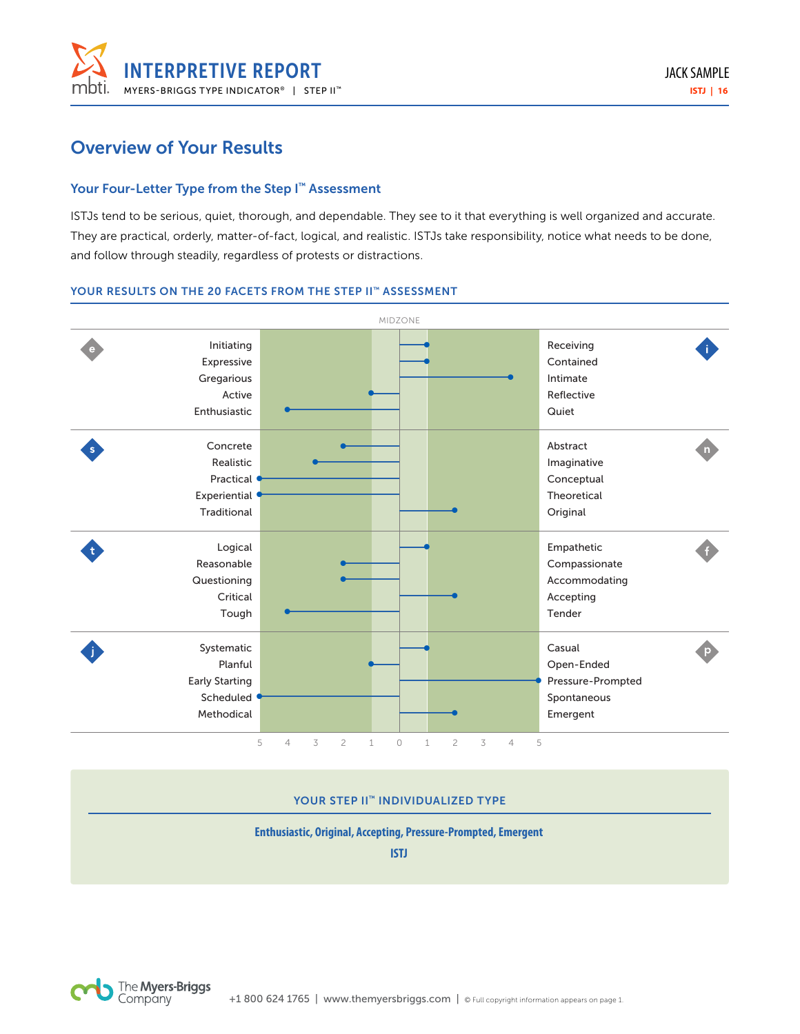# Overview of Your Results

## Your Four-Letter Type from the Step I™ Assessment

ISTJs tend to be serious, quiet, thorough, and dependable. They see to it that everything is well organized and accurate. They are practical, orderly, matter-of-fact, logical, and realistic. ISTJs take responsibility, notice what needs to be done, and follow through steadily, regardless of protests or distractions.

### YOUR RESULTS ON THE 20 FACETS FROM THE STEP II™ ASSESSMENT

| Pole | Left Facet | Score | Right Facet | Pole |
|---|---|---|---|---|
| e | Initiating | 1 (right) | Receiving | i |
| | Expressive | 1 (right) | Contained | |
| | Gregarious | 4 (right) | Intimate | |
| | Active | 1 (left) | Reflective | |
| | Enthusiastic | 4 (left) | Quiet | |
| s | Concrete | 2 (left) | Abstract | n |
| | Realistic | 3 (left) | Imaginative | |
| | Practical | 5 (left) | Conceptual | |
| | Experiential | 5 (left) | Theoretical | |
| | Traditional | 2 (right) | Original | |
| t | Logical | 1 (right) | Empathetic | f |
| | Reasonable | 2 (left) | Compassionate | |
| | Questioning | 2 (left) | Accommodating | |
| | Critical | 2 (right) | Accepting | |
| | Tough | 4 (left) | Tender | |
| j | Systematic | 1 (right) | Casual | p |
| | Planful | 1 (left) | Open-Ended | |
| | Early Starting | 5 (right) | Pressure-Prompted | |
| | Scheduled | 5 (left) | Spontaneous | |
| | Methodical | 2 (right) | Emergent | |

Scale: 5 4 3 2 1 0 1 2 3 4 5 (MIDZONE: 1 to 1)

### YOUR STEP II™ INDIVIDUALIZED TYPE

**Enthusiastic, Original, Accepting, Pressure-Prompted, Emergent**

**ISTJ**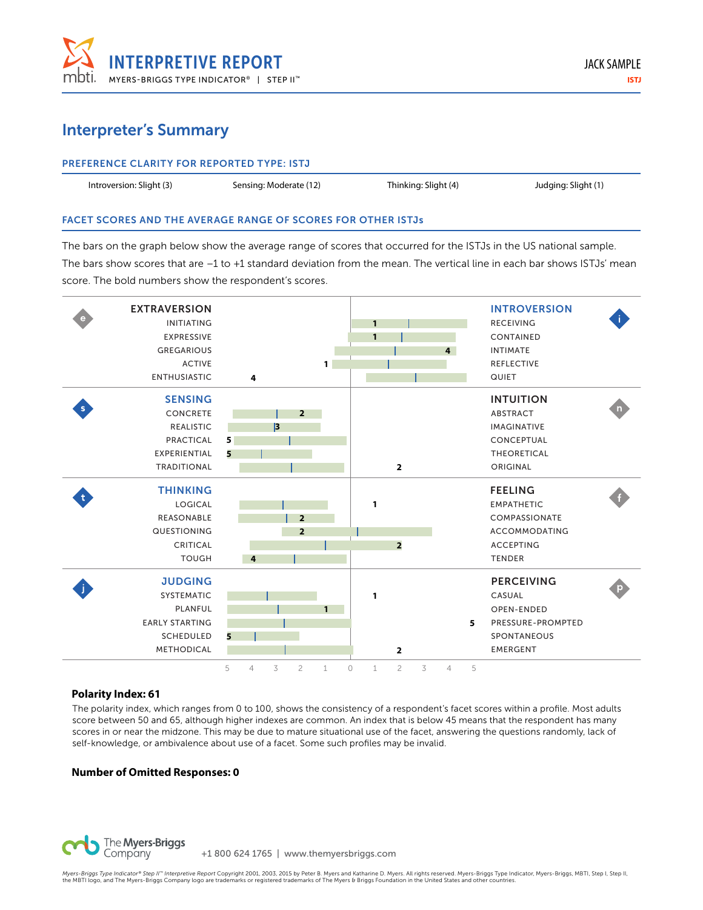## Interpreter's Summary

### PREFERENCE CLARITY FOR REPORTED TYPE: ISTJ

Introversion: Slight (3) | Sensing: Moderate (12) | Thinking: Slight (4) | Judging: Slight (1)

### FACET SCORES AND THE AVERAGE RANGE OF SCORES FOR OTHER ISTJs

The bars on the graph below show the average range of scores that occurred for the ISTJs in the US national sample. The bars show scores that are –1 to +1 standard deviation from the mean. The vertical line in each bar shows ISTJs' mean score. The bold numbers show the respondent's scores.

e EXTRAVERSION — INTROVERSION i

INITIATING — RECEIVING
1

EXPRESSIVE — CONTAINED
1

GREGARIOUS — INTIMATE
4

ACTIVE — REFLECTIVE
1

ENTHUSIASTIC — QUIET
4

s SENSING — INTUITION n

CONCRETE — ABSTRACT
2

REALISTIC — IMAGINATIVE
3

PRACTICAL — CONCEPTUAL
5

EXPERIENTIAL — THEORETICAL
5

TRADITIONAL — ORIGINAL
2

t THINKING — FEELING f

LOGICAL — EMPATHETIC
1

REASONABLE — COMPASSIONATE
2

QUESTIONING — ACCOMMODATING
2

CRITICAL — ACCEPTING
2

TOUGH — TENDER
4

j JUDGING — PERCEIVING p

SYSTEMATIC — CASUAL
1

PLANFUL — OPEN-ENDED
1

EARLY STARTING — PRESSURE-PROMPTED
5

SCHEDULED — SPONTANEOUS
5

METHODICAL — EMERGENT
2

5 4 3 2 1 0 1 2 3 4 5

**Polarity Index: 61**

The polarity index, which ranges from 0 to 100, shows the consistency of a respondent's facet scores within a profile. Most adults score between 50 and 65, although higher indexes are common. An index that is below 45 means that the respondent has many scores in or near the midzone. This may be due to mature situational use of the facet, answering the questions randomly, lack of self-knowledge, or ambivalence about use of a facet. Some such profiles may be invalid.

**Number of Omitted Responses: 0**

The Myers-Briggs Company

+1 800 624 1765 | www.themyersbriggs.com

*Myers-Briggs Type Indicator® Step II™ Interpretive Report* Copyright 2001, 2003, 2015 by Peter B. Myers and Katharine D. Myers. All rights reserved. Myers-Briggs Type Indicator, Myers-Briggs, MBTI, Step I, Step II, the MBTI logo, and The Myers-Briggs Company logo are trademarks or registered trademarks of The Myers & Briggs Foundation in the United States and other countries.